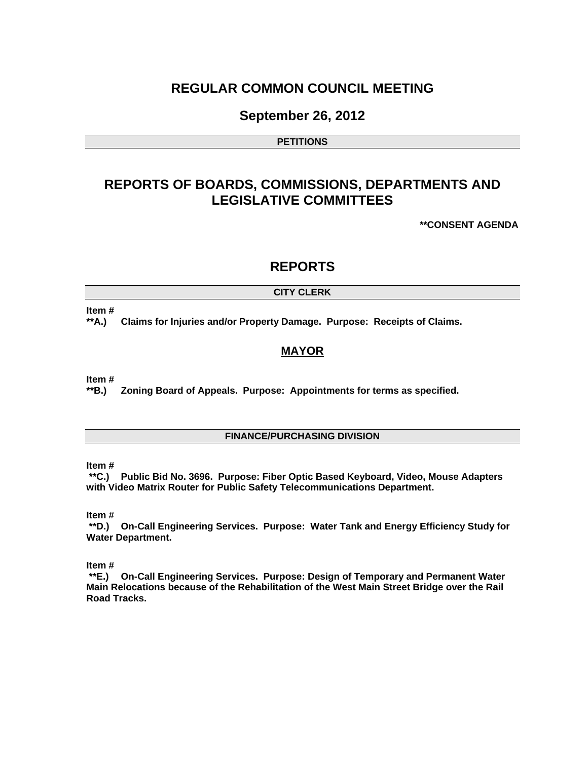# REGULAR COMMON COUNCIL MEETING

## September 26, 2012

**PETITIONS**

## REPORTS OF BOARDS, COMMISSIONS, DEPARTMENTS AND LEGISLATIVE COMMITTEES

**\*\*CONSENT AGENDA**

## REPORTS

**CITY CLERK**

**Item #**
**\*\*A.) Claims for Injuries and/or Property Damage. Purpose: Receipts of Claims.**

### MAYOR

**Item #**
**\*\*B.) Zoning Board of Appeals. Purpose: Appointments for terms as specified.**

**FINANCE/PURCHASING DIVISION**

**Item #**
**\*\*C.) Public Bid No. 3696. Purpose: Fiber Optic Based Keyboard, Video, Mouse Adapters with Video Matrix Router for Public Safety Telecommunications Department.**

**Item #**
**\*\*D.) On-Call Engineering Services. Purpose: Water Tank and Energy Efficiency Study for Water Department.**

**Item #**
**\*\*E.) On-Call Engineering Services. Purpose: Design of Temporary and Permanent Water Main Relocations because of the Rehabilitation of the West Main Street Bridge over the Rail Road Tracks.**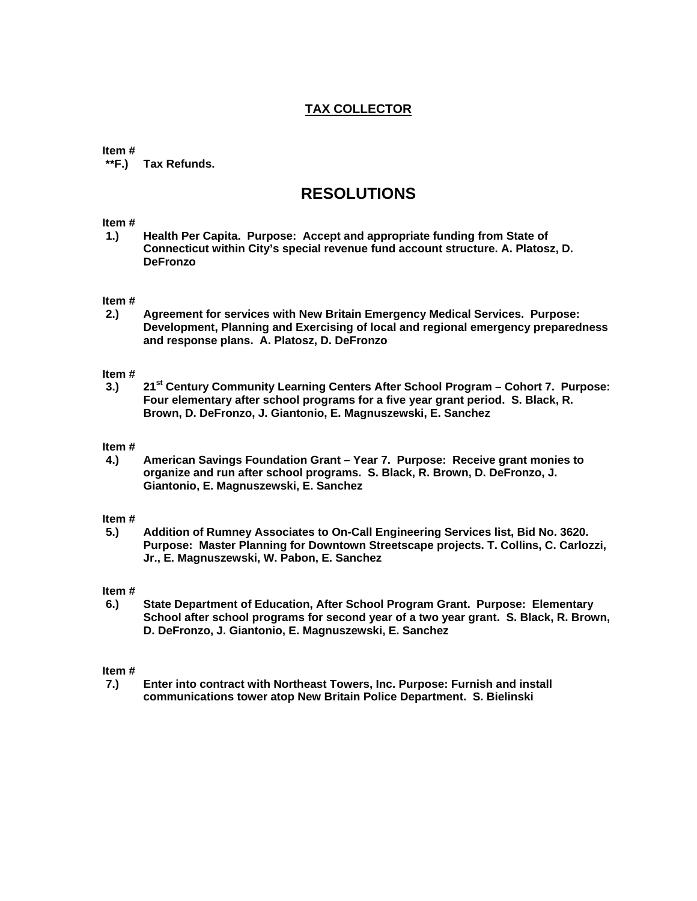## TAX COLLECTOR

Item #
**F.) Tax Refunds.

# RESOLUTIONS

Item #
**1.) Health Per Capita. Purpose: Accept and appropriate funding from State of Connecticut within City's special revenue fund account structure. A. Platosz, D. DeFronzo**

Item #
**2.) Agreement for services with New Britain Emergency Medical Services. Purpose: Development, Planning and Exercising of local and regional emergency preparedness and response plans. A. Platosz, D. DeFronzo**

Item #
**3.) 21st Century Community Learning Centers After School Program – Cohort 7. Purpose: Four elementary after school programs for a five year grant period. S. Black, R. Brown, D. DeFronzo, J. Giantonio, E. Magnuszewski, E. Sanchez**

Item #
**4.) American Savings Foundation Grant – Year 7. Purpose: Receive grant monies to organize and run after school programs. S. Black, R. Brown, D. DeFronzo, J. Giantonio, E. Magnuszewski, E. Sanchez**

Item #
**5.) Addition of Rumney Associates to On-Call Engineering Services list, Bid No. 3620. Purpose: Master Planning for Downtown Streetscape projects. T. Collins, C. Carlozzi, Jr., E. Magnuszewski, W. Pabon, E. Sanchez**

Item #
**6.) State Department of Education, After School Program Grant. Purpose: Elementary School after school programs for second year of a two year grant. S. Black, R. Brown, D. DeFronzo, J. Giantonio, E. Magnuszewski, E. Sanchez**

Item #
**7.) Enter into contract with Northeast Towers, Inc. Purpose: Furnish and install communications tower atop New Britain Police Department. S. Bielinski**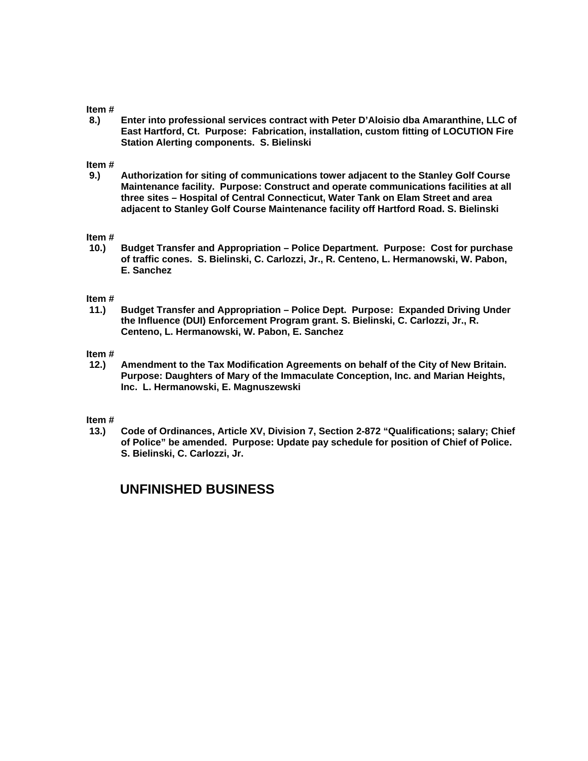**Item #**
**8.)** **Enter into professional services contract with Peter D'Aloisio dba Amaranthine, LLC of East Hartford, Ct. Purpose: Fabrication, installation, custom fitting of LOCUTION Fire Station Alerting components. S. Bielinski**

**Item #**
**9.)** **Authorization for siting of communications tower adjacent to the Stanley Golf Course Maintenance facility. Purpose: Construct and operate communications facilities at all three sites – Hospital of Central Connecticut, Water Tank on Elam Street and area adjacent to Stanley Golf Course Maintenance facility off Hartford Road. S. Bielinski**

**Item #**
**10.)** **Budget Transfer and Appropriation – Police Department. Purpose: Cost for purchase of traffic cones. S. Bielinski, C. Carlozzi, Jr., R. Centeno, L. Hermanowski, W. Pabon, E. Sanchez**

**Item #**
**11.)** **Budget Transfer and Appropriation – Police Dept. Purpose: Expanded Driving Under the Influence (DUI) Enforcement Program grant. S. Bielinski, C. Carlozzi, Jr., R. Centeno, L. Hermanowski, W. Pabon, E. Sanchez**

**Item #**
**12.)** **Amendment to the Tax Modification Agreements on behalf of the City of New Britain. Purpose: Daughters of Mary of the Immaculate Conception, Inc. and Marian Heights, Inc. L. Hermanowski, E. Magnuszewski**

**Item #**
**13.)** **Code of Ordinances, Article XV, Division 7, Section 2-872 "Qualifications; salary; Chief of Police" be amended. Purpose: Update pay schedule for position of Chief of Police. S. Bielinski, C. Carlozzi, Jr.**

## UNFINISHED BUSINESS